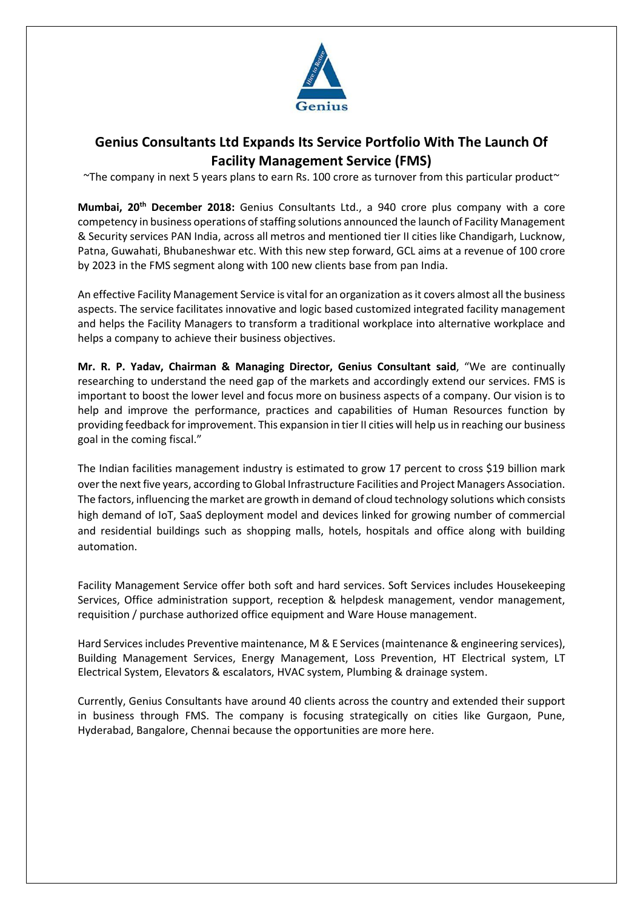# Genius Consultants Ltd Expands Its Service Portfolio With The Launch Of Facility Management Service (FMS)

~The company in next 5 years plans to earn Rs. 100 crore as turnover from this particular product~

**Mumbai, 20th December 2018:** Genius Consultants Ltd., a 940 crore plus company with a core competency in business operations of staffing solutions announced the launch of Facility Management & Security services PAN India, across all metros and mentioned tier II cities like Chandigarh, Lucknow, Patna, Guwahati, Bhubaneshwar etc. With this new step forward, GCL aims at a revenue of 100 crore by 2023 in the FMS segment along with 100 new clients base from pan India.

An effective Facility Management Service is vital for an organization as it covers almost all the business aspects. The service facilitates innovative and logic based customized integrated facility management and helps the Facility Managers to transform a traditional workplace into alternative workplace and helps a company to achieve their business objectives.

**Mr. R. P. Yadav, Chairman & Managing Director, Genius Consultant said**, "We are continually researching to understand the need gap of the markets and accordingly extend our services. FMS is important to boost the lower level and focus more on business aspects of a company. Our vision is to help and improve the performance, practices and capabilities of Human Resources function by providing feedback for improvement. This expansion in tier II cities will help us in reaching our business goal in the coming fiscal."

The Indian facilities management industry is estimated to grow 17 percent to cross $19 billion mark over the next five years, according to Global Infrastructure Facilities and Project Managers Association. The factors, influencing the market are growth in demand of cloud technology solutions which consists high demand of IoT, SaaS deployment model and devices linked for growing number of commercial and residential buildings such as shopping malls, hotels, hospitals and office along with building automation.

Facility Management Service offer both soft and hard services. Soft Services includes Housekeeping Services, Office administration support, reception & helpdesk management, vendor management, requisition / purchase authorized office equipment and Ware House management.

Hard Services includes Preventive maintenance, M & E Services (maintenance & engineering services), Building Management Services, Energy Management, Loss Prevention, HT Electrical system, LT Electrical System, Elevators & escalators, HVAC system, Plumbing & drainage system.

Currently, Genius Consultants have around 40 clients across the country and extended their support in business through FMS. The company is focusing strategically on cities like Gurgaon, Pune, Hyderabad, Bangalore, Chennai because the opportunities are more here.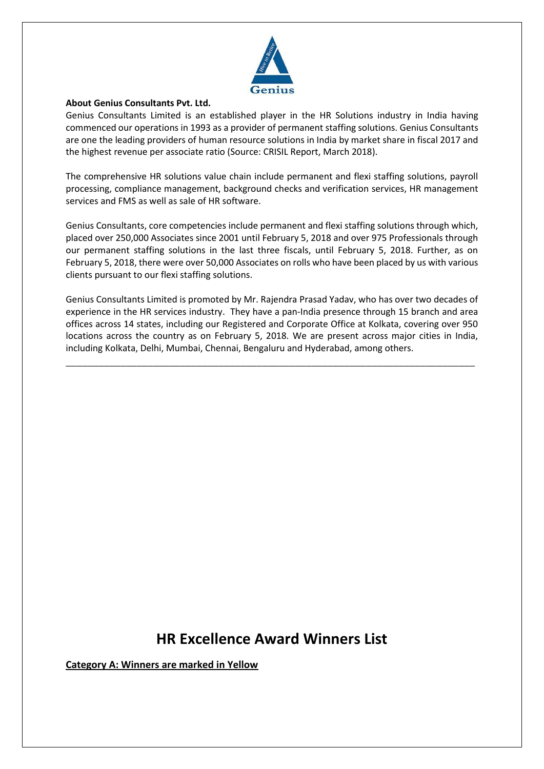**About Genius Consultants Pvt. Ltd.**

Genius Consultants Limited is an established player in the HR Solutions industry in India having commenced our operations in 1993 as a provider of permanent staffing solutions. Genius Consultants are one the leading providers of human resource solutions in India by market share in fiscal 2017 and the highest revenue per associate ratio (Source: CRISIL Report, March 2018).

The comprehensive HR solutions value chain include permanent and flexi staffing solutions, payroll processing, compliance management, background checks and verification services, HR management services and FMS as well as sale of HR software.

Genius Consultants, core competencies include permanent and flexi staffing solutions through which, placed over 250,000 Associates since 2001 until February 5, 2018 and over 975 Professionals through our permanent staffing solutions in the last three fiscals, until February 5, 2018. Further, as on February 5, 2018, there were over 50,000 Associates on rolls who have been placed by us with various clients pursuant to our flexi staffing solutions.

Genius Consultants Limited is promoted by Mr. Rajendra Prasad Yadav, who has over two decades of experience in the HR services industry. They have a pan-India presence through 15 branch and area offices across 14 states, including our Registered and Corporate Office at Kolkata, covering over 950 locations across the country as on February 5, 2018. We are present across major cities in India, including Kolkata, Delhi, Mumbai, Chennai, Bengaluru and Hyderabad, among others.

---

# HR Excellence Award Winners List

**Category A: Winners are marked in Yellow**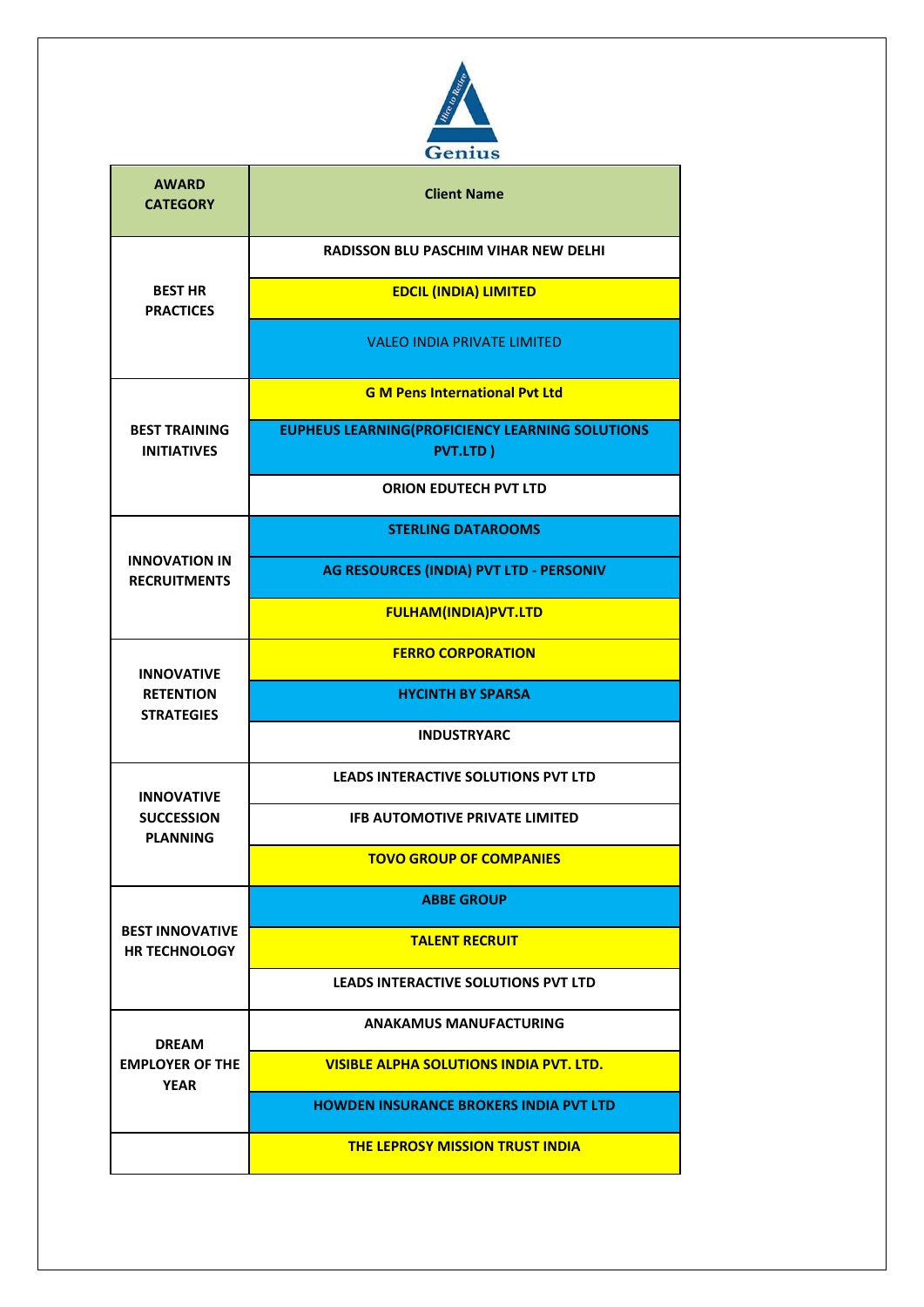Genius

| AWARD CATEGORY | Client Name |
|---|---|
| BEST HR PRACTICES | RADISSON BLU PASCHIM VIHAR NEW DELHI |
| | EDCIL (INDIA) LIMITED |
| | VALEO INDIA PRIVATE LIMITED |
| BEST TRAINING INITIATIVES | G M Pens International Pvt Ltd |
| | EUPHEUS LEARNING(PROFICIENCY LEARNING SOLUTIONS PVT.LTD ) |
| | ORION EDUTECH PVT LTD |
| INNOVATION IN RECRUITMENTS | STERLING DATAROOMS |
| | AG RESOURCES (INDIA) PVT LTD - PERSONIV |
| | FULHAM(INDIA)PVT.LTD |
| INNOVATIVE RETENTION STRATEGIES | FERRO CORPORATION |
| | HYCINTH BY SPARSA |
| | INDUSTRYARC |
| INNOVATIVE SUCCESSION PLANNING | LEADS INTERACTIVE SOLUTIONS PVT LTD |
| | IFB AUTOMOTIVE PRIVATE LIMITED |
| | TOVO GROUP OF COMPANIES |
| BEST INNOVATIVE HR TECHNOLOGY | ABBE GROUP |
| | TALENT RECRUIT |
| | LEADS INTERACTIVE SOLUTIONS PVT LTD |
| DREAM EMPLOYER OF THE YEAR | ANAKAMUS MANUFACTURING |
| | VISIBLE ALPHA SOLUTIONS INDIA PVT. LTD. |
| | HOWDEN INSURANCE BROKERS INDIA PVT LTD |
| | THE LEPROSY MISSION TRUST INDIA |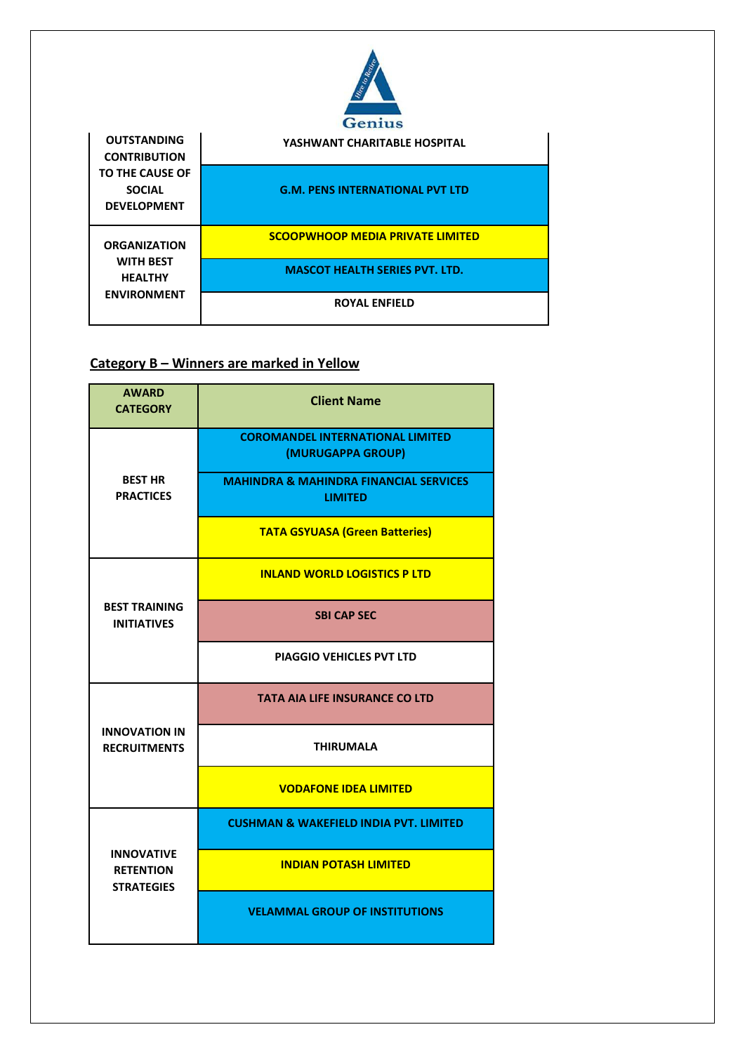| | |
|---|---|
| OUTSTANDING CONTRIBUTION TO THE CAUSE OF SOCIAL DEVELOPMENT | YASHWANT CHARITABLE HOSPITAL |
| | G.M. PENS INTERNATIONAL PVT LTD |
| ORGANIZATION WITH BEST HEALTHY ENVIRONMENT | SCOOPWHOOP MEDIA PRIVATE LIMITED |
| | MASCOT HEALTH SERIES PVT. LTD. |
| | ROYAL ENFIELD |

## Category B – Winners are marked in Yellow

| AWARD CATEGORY | Client Name |
|---|---|
| BEST HR PRACTICES | COROMANDEL INTERNATIONAL LIMITED (MURUGAPPA GROUP) |
| | MAHINDRA & MAHINDRA FINANCIAL SERVICES LIMITED |
| | TATA GSYUASA (Green Batteries) |
| BEST TRAINING INITIATIVES | INLAND WORLD LOGISTICS P LTD |
| | SBI CAP SEC |
| | PIAGGIO VEHICLES PVT LTD |
| INNOVATION IN RECRUITMENTS | TATA AIA LIFE INSURANCE CO LTD |
| | THIRUMALA |
| | VODAFONE IDEA LIMITED |
| INNOVATIVE RETENTION STRATEGIES | CUSHMAN & WAKEFIELD INDIA PVT. LIMITED |
| | INDIAN POTASH LIMITED |
| | VELAMMAL GROUP OF INSTITUTIONS |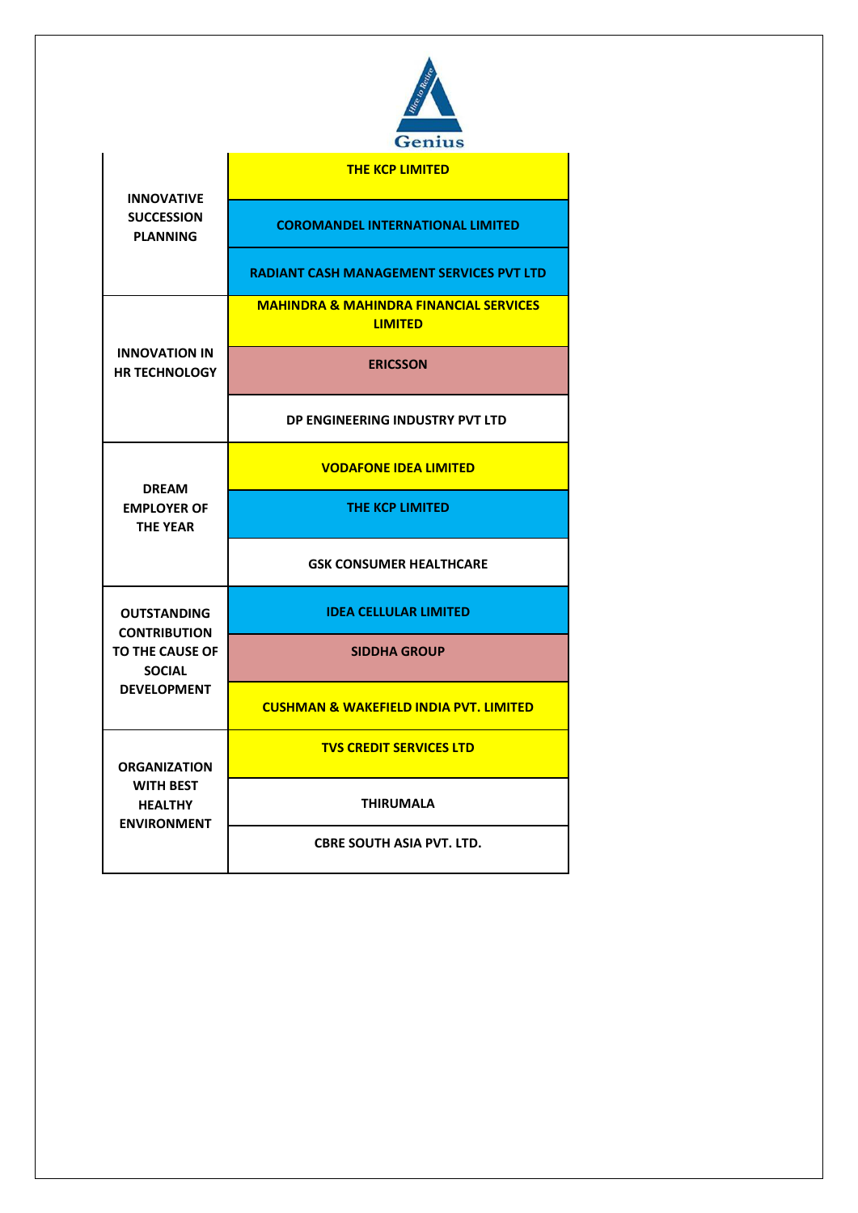| | |
|---|---|
| INNOVATIVE SUCCESSION PLANNING | THE KCP LIMITED |
| | COROMANDEL INTERNATIONAL LIMITED |
| | RADIANT CASH MANAGEMENT SERVICES PVT LTD |
| INNOVATION IN HR TECHNOLOGY | MAHINDRA & MAHINDRA FINANCIAL SERVICES LIMITED |
| | ERICSSON |
| | DP ENGINEERING INDUSTRY PVT LTD |
| DREAM EMPLOYER OF THE YEAR | VODAFONE IDEA LIMITED |
| | THE KCP LIMITED |
| | GSK CONSUMER HEALTHCARE |
| OUTSTANDING CONTRIBUTION TO THE CAUSE OF SOCIAL DEVELOPMENT | IDEA CELLULAR LIMITED |
| | SIDDHA GROUP |
| | CUSHMAN & WAKEFIELD INDIA PVT. LIMITED |
| ORGANIZATION WITH BEST HEALTHY ENVIRONMENT | TVS CREDIT SERVICES LTD |
| | THIRUMALA |
| | CBRE SOUTH ASIA PVT. LTD. |